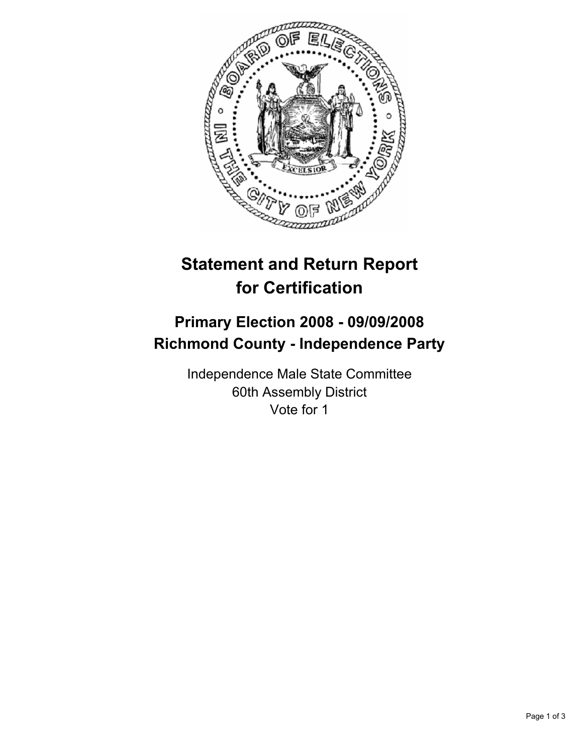# Statement and Return Report for Certification

## Primary Election 2008 - 09/09/2008
## Richmond County - Independence Party

Independence Male State Committee
60th Assembly District
Vote for 1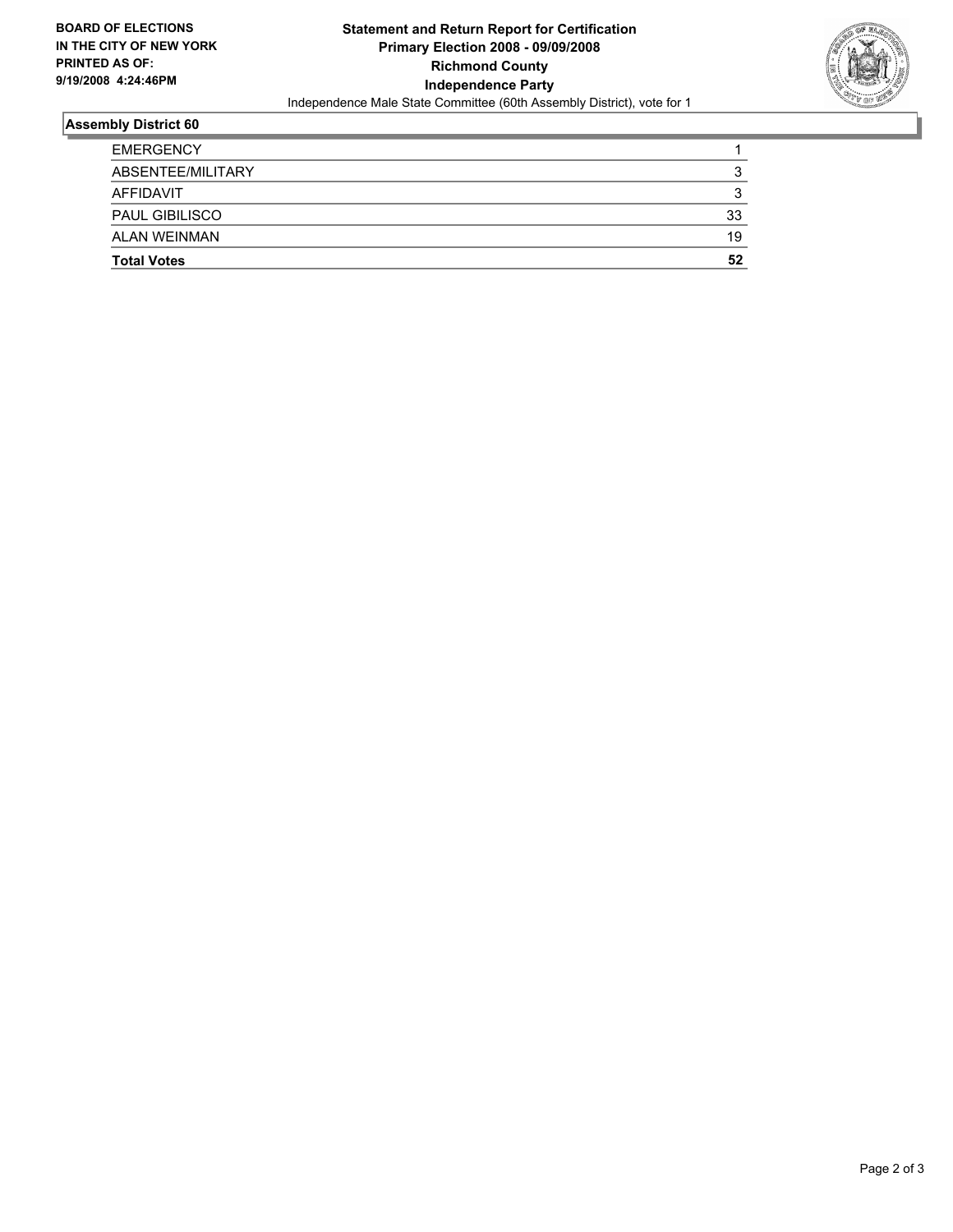**BOARD OF ELECTIONS IN THE CITY OF NEW YORK PRINTED AS OF: 9/19/2008 4:24:46PM**

**Statement and Return Report for Certification**
**Primary Election 2008 - 09/09/2008**
**Richmond County**
**Independence Party**
Independence Male State Committee (60th Assembly District), vote for 1

## Assembly District 60

| | |
|---|---|
| EMERGENCY | 1 |
| ABSENTEE/MILITARY | 3 |
| AFFIDAVIT | 3 |
| PAUL GIBILISCO | 33 |
| ALAN WEINMAN | 19 |
| **Total Votes** | **52** |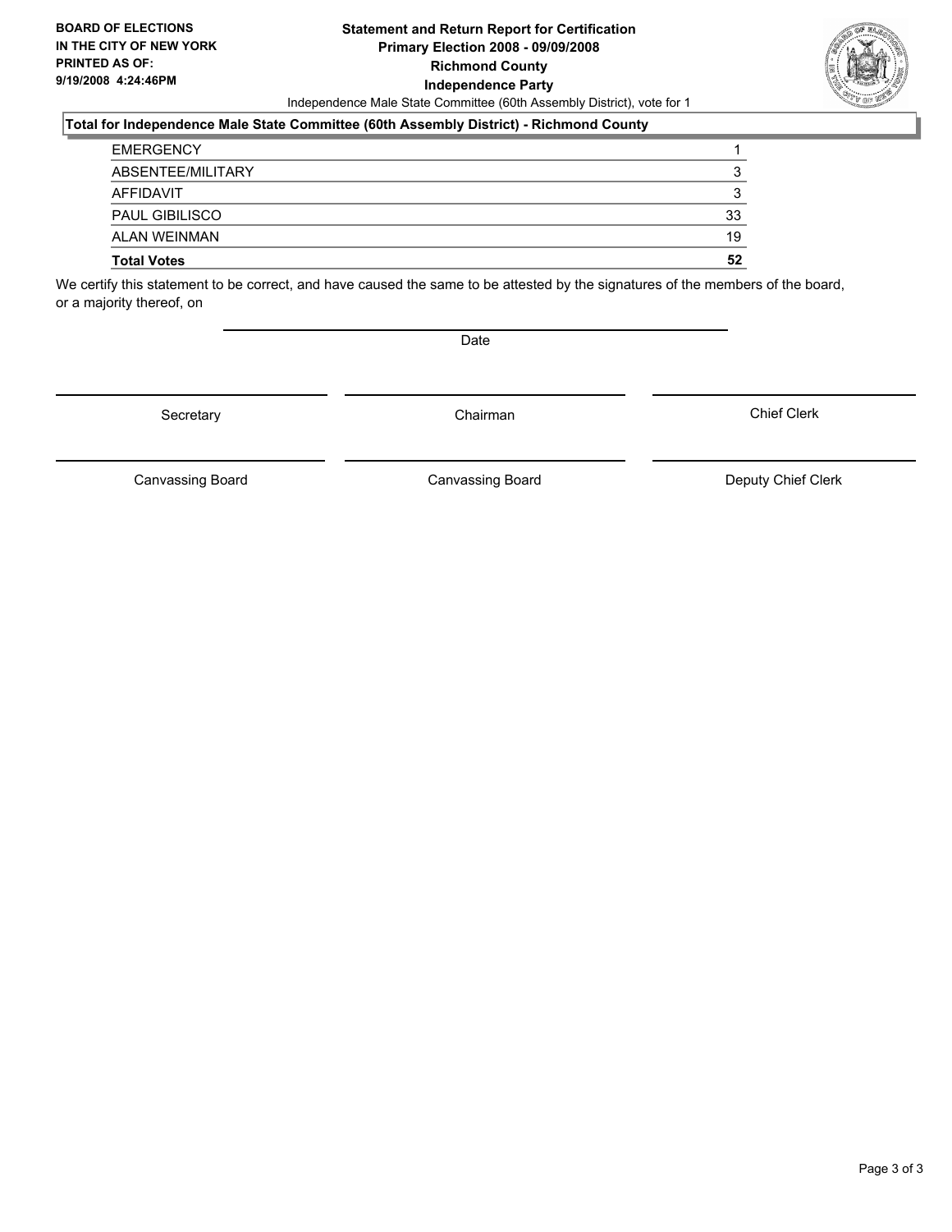**BOARD OF ELECTIONS IN THE CITY OF NEW YORK PRINTED AS OF: 9/19/2008 4:24:46PM**

**Statement and Return Report for Certification**
**Primary Election 2008 - 09/09/2008**
**Richmond County**
**Independence Party**

Independence Male State Committee (60th Assembly District), vote for 1

**Total for Independence Male State Committee (60th Assembly District) - Richmond County**

| | |
|---|---|
| EMERGENCY | 1 |
| ABSENTEE/MILITARY | 3 |
| AFFIDAVIT | 3 |
| PAUL GIBILISCO | 33 |
| ALAN WEINMAN | 19 |
| **Total Votes** | **52** |

We certify this statement to be correct, and have caused the same to be attested by the signatures of the members of the board, or a majority thereof, on

Date

Secretary

Chairman

Chief Clerk

Canvassing Board

Canvassing Board

Deputy Chief Clerk